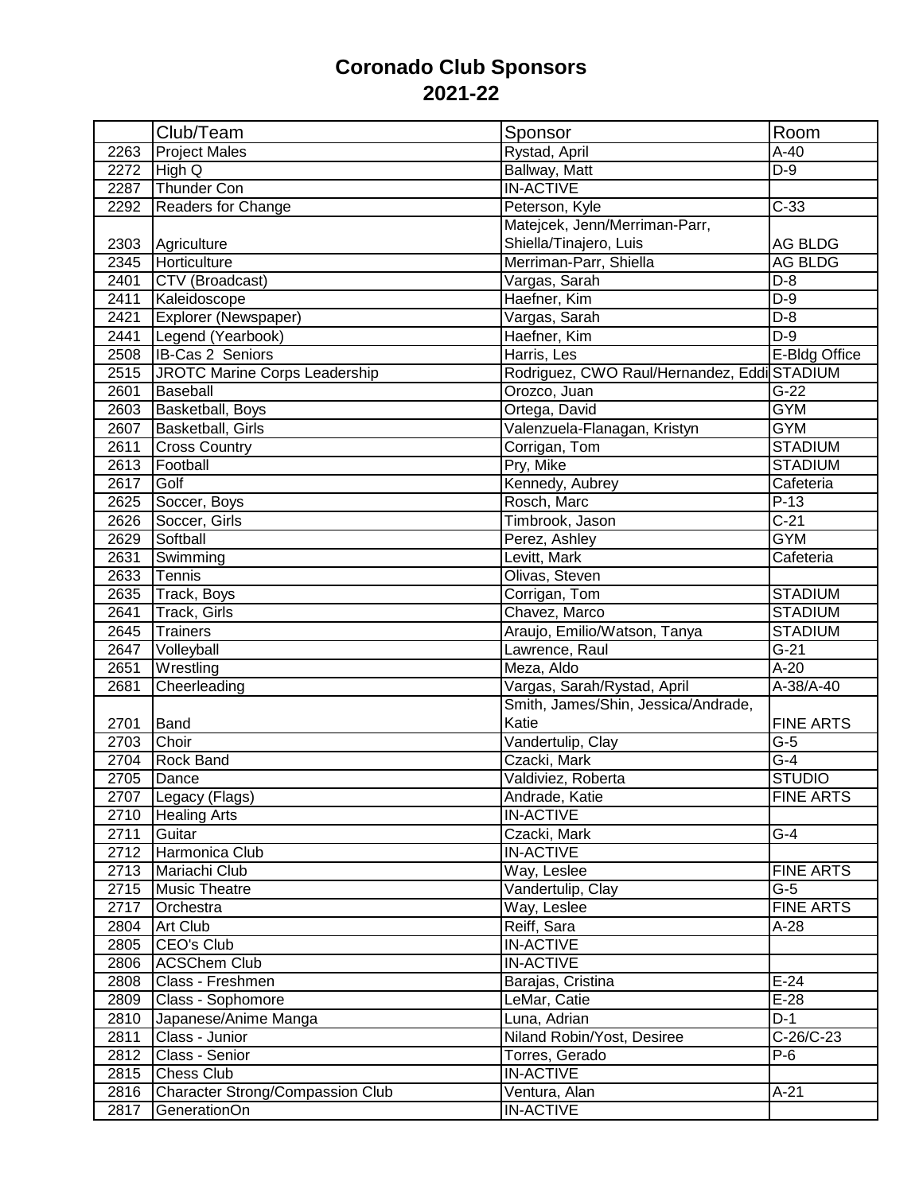# Coronado Club Sponsors
## 2021-22

| | Club/Team | Sponsor | Room |
|---|---|---|---|
| 2263 | Project Males | Rystad, April | A-40 |
| 2272 | High Q | Ballway, Matt | D-9 |
| 2287 | Thunder Con | IN-ACTIVE | |
| 2292 | Readers for Change | Peterson, Kyle | C-33 |
| 2303 | Agriculture | Matejcek, Jenn/Merriman-Parr, Shiella/Tinajero, Luis | AG BLDG |
| 2345 | Horticulture | Merriman-Parr, Shiella | AG BLDG |
| 2401 | CTV (Broadcast) | Vargas, Sarah | D-8 |
| 2411 | Kaleidoscope | Haefner, Kim | D-9 |
| 2421 | Explorer (Newspaper) | Vargas, Sarah | D-8 |
| 2441 | Legend (Yearbook) | Haefner, Kim | D-9 |
| 2508 | IB-Cas 2 Seniors | Harris, Les | E-Bldg Office |
| 2515 | JROTC Marine Corps Leadership | Rodriguez, CWO Raul/Hernandez, Eddi | STADIUM |
| 2601 | Baseball | Orozco, Juan | G-22 |
| 2603 | Basketball, Boys | Ortega, David | GYM |
| 2607 | Basketball, Girls | Valenzuela-Flanagan, Kristyn | GYM |
| 2611 | Cross Country | Corrigan, Tom | STADIUM |
| 2613 | Football | Pry, Mike | STADIUM |
| 2617 | Golf | Kennedy, Aubrey | Cafeteria |
| 2625 | Soccer, Boys | Rosch, Marc | P-13 |
| 2626 | Soccer, Girls | Timbrook, Jason | C-21 |
| 2629 | Softball | Perez, Ashley | GYM |
| 2631 | Swimming | Levitt, Mark | Cafeteria |
| 2633 | Tennis | Olivas, Steven | |
| 2635 | Track, Boys | Corrigan, Tom | STADIUM |
| 2641 | Track, Girls | Chavez, Marco | STADIUM |
| 2645 | Trainers | Araujo, Emilio/Watson, Tanya | STADIUM |
| 2647 | Volleyball | Lawrence, Raul | G-21 |
| 2651 | Wrestling | Meza, Aldo | A-20 |
| 2681 | Cheerleading | Vargas, Sarah/Rystad, April | A-38/A-40 |
| 2701 | Band | Smith, James/Shin, Jessica/Andrade, Katie | FINE ARTS |
| 2703 | Choir | Vandertulip, Clay | G-5 |
| 2704 | Rock Band | Czacki, Mark | G-4 |
| 2705 | Dance | Valdiviez, Roberta | STUDIO |
| 2707 | Legacy (Flags) | Andrade, Katie | FINE ARTS |
| 2710 | Healing Arts | IN-ACTIVE | |
| 2711 | Guitar | Czacki, Mark | G-4 |
| 2712 | Harmonica Club | IN-ACTIVE | |
| 2713 | Mariachi Club | Way, Leslee | FINE ARTS |
| 2715 | Music Theatre | Vandertulip, Clay | G-5 |
| 2717 | Orchestra | Way, Leslee | FINE ARTS |
| 2804 | Art Club | Reiff, Sara | A-28 |
| 2805 | CEO's Club | IN-ACTIVE | |
| 2806 | ACSChem Club | IN-ACTIVE | |
| 2808 | Class - Freshmen | Barajas, Cristina | E-24 |
| 2809 | Class - Sophomore | LeMar, Catie | E-28 |
| 2810 | Japanese/Anime Manga | Luna, Adrian | D-1 |
| 2811 | Class - Junior | Niland Robin/Yost, Desiree | C-26/C-23 |
| 2812 | Class - Senior | Torres, Gerado | P-6 |
| 2815 | Chess Club | IN-ACTIVE | |
| 2816 | Character Strong/Compassion Club | Ventura, Alan | A-21 |
| 2817 | GenerationOn | IN-ACTIVE | |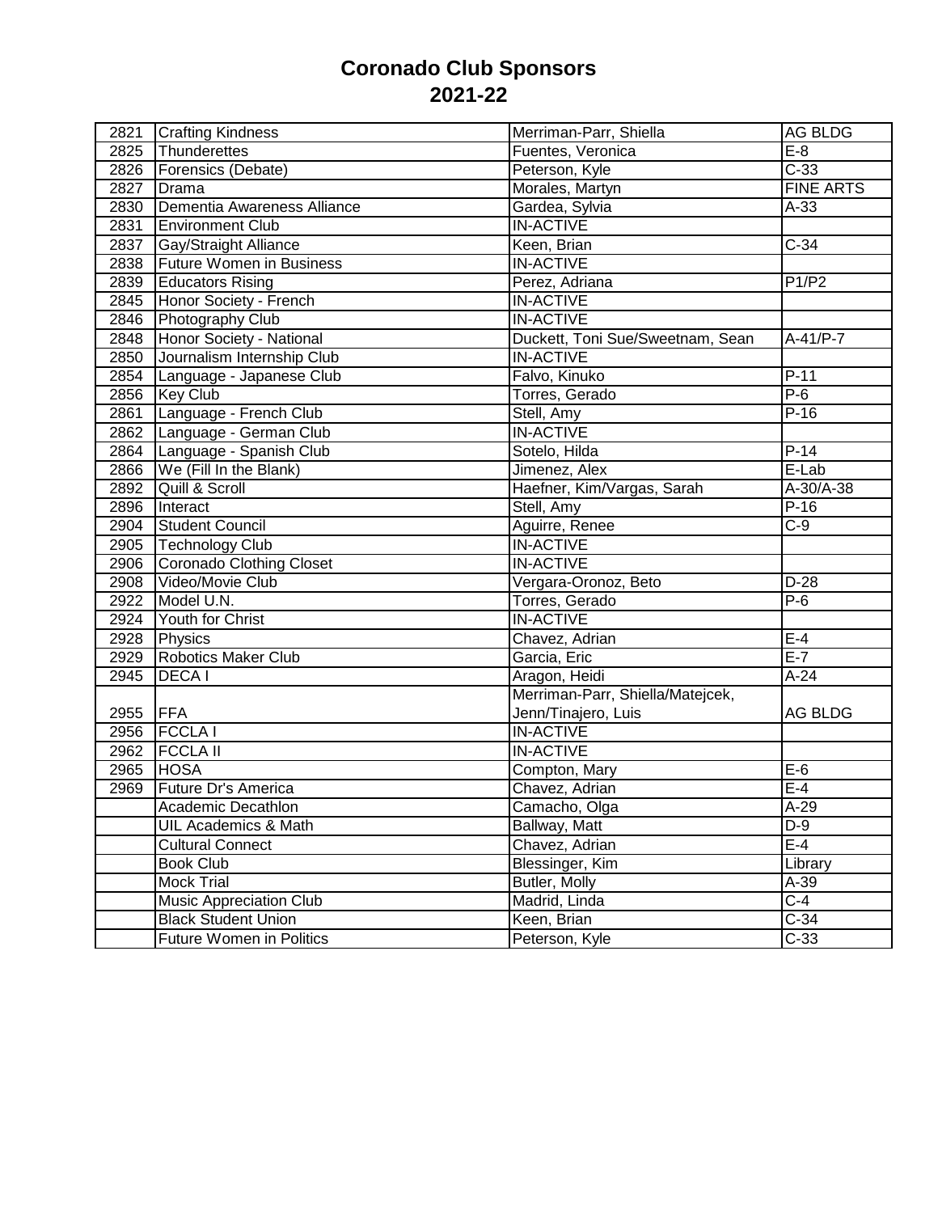# Coronado Club Sponsors
# 2021-22

| | | | |
|---|---|---|---|
| 2821 | Crafting Kindness | Merriman-Parr, Shiella | AG BLDG |
| 2825 | Thunderettes | Fuentes, Veronica | E-8 |
| 2826 | Forensics (Debate) | Peterson, Kyle | C-33 |
| 2827 | Drama | Morales, Martyn | FINE ARTS |
| 2830 | Dementia Awareness Alliance | Gardea, Sylvia | A-33 |
| 2831 | Environment Club | IN-ACTIVE | |
| 2837 | Gay/Straight Alliance | Keen, Brian | C-34 |
| 2838 | Future Women in Business | IN-ACTIVE | |
| 2839 | Educators Rising | Perez, Adriana | P1/P2 |
| 2845 | Honor Society - French | IN-ACTIVE | |
| 2846 | Photography Club | IN-ACTIVE | |
| 2848 | Honor Society - National | Duckett, Toni Sue/Sweetnam, Sean | A-41/P-7 |
| 2850 | Journalism Internship Club | IN-ACTIVE | |
| 2854 | Language - Japanese Club | Falvo, Kinuko | P-11 |
| 2856 | Key Club | Torres, Gerado | P-6 |
| 2861 | Language - French Club | Stell, Amy | P-16 |
| 2862 | Language - German Club | IN-ACTIVE | |
| 2864 | Language - Spanish Club | Sotelo, Hilda | P-14 |
| 2866 | We (Fill In the Blank) | Jimenez, Alex | E-Lab |
| 2892 | Quill & Scroll | Haefner, Kim/Vargas, Sarah | A-30/A-38 |
| 2896 | Interact | Stell, Amy | P-16 |
| 2904 | Student Council | Aguirre, Renee | C-9 |
| 2905 | Technology Club | IN-ACTIVE | |
| 2906 | Coronado Clothing Closet | IN-ACTIVE | |
| 2908 | Video/Movie Club | Vergara-Oronoz, Beto | D-28 |
| 2922 | Model U.N. | Torres, Gerado | P-6 |
| 2924 | Youth for Christ | IN-ACTIVE | |
| 2928 | Physics | Chavez, Adrian | E-4 |
| 2929 | Robotics Maker Club | Garcia, Eric | E-7 |
| 2945 | DECA I | Aragon, Heidi | A-24 |
| 2955 | FFA | Merriman-Parr, Shiella/Matejcek, Jenn/Tinajero, Luis | AG BLDG |
| 2956 | FCCLA I | IN-ACTIVE | |
| 2962 | FCCLA II | IN-ACTIVE | |
| 2965 | HOSA | Compton, Mary | E-6 |
| 2969 | Future Dr's America | Chavez, Adrian | E-4 |
| | Academic Decathlon | Camacho, Olga | A-29 |
| | UIL Academics & Math | Ballway, Matt | D-9 |
| | Cultural Connect | Chavez, Adrian | E-4 |
| | Book Club | Blessinger, Kim | Library |
| | Mock Trial | Butler, Molly | A-39 |
| | Music Appreciation Club | Madrid, Linda | C-4 |
| | Black Student Union | Keen, Brian | C-34 |
| | Future Women in Politics | Peterson, Kyle | C-33 |